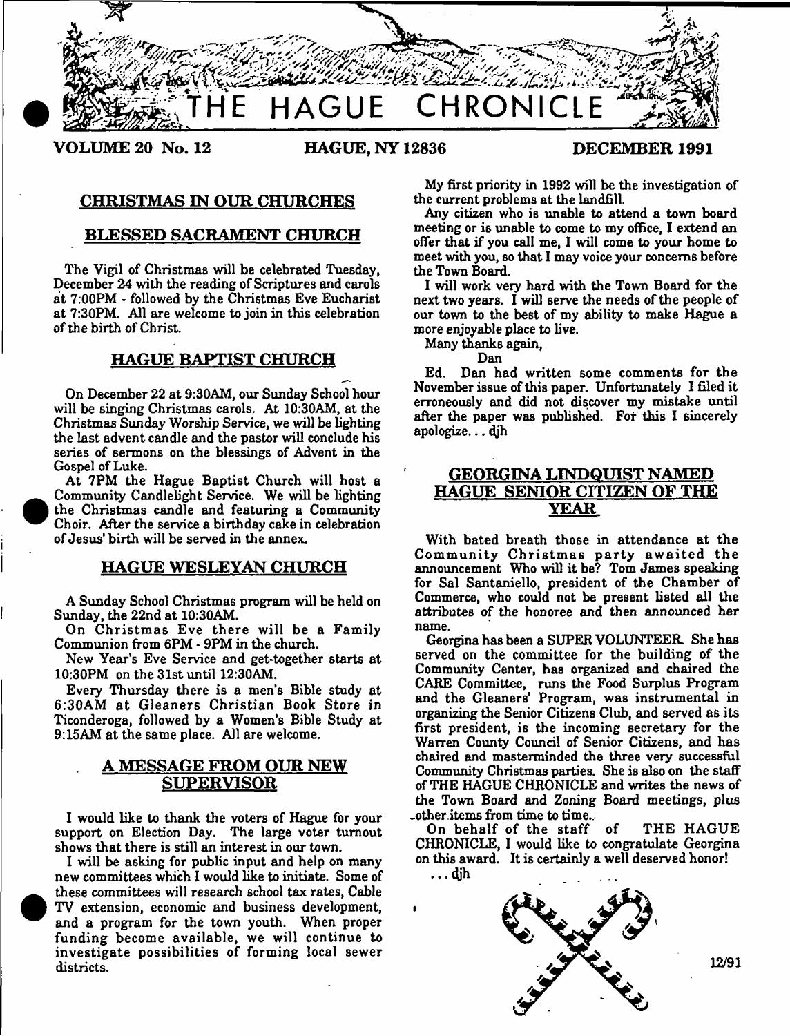# THE HAGUE CHRONICLE

**VOLUME 20 No. 12** | **HAGUE, NY 12836** | **DECEMBER 1991**

## CHRISTMAS IN OUR CHURCHES

### BLESSED SACRAMENT CHURCH

The Vigil of Christmas will be celebrated Tuesday, December 24 with the reading of Scriptures and carols at 7:00PM - followed by the Christmas Eve Eucharist at 7:30PM. All are welcome to join in this celebration of the birth of Christ.

### HAGUE BAPTIST CHURCH

On December 22 at 9:30AM, our Sunday School hour will be singing Christmas carols. At 10:30AM, at the Christmas Sunday Worship Service, we will be lighting the last advent candle and the pastor will conclude his series of sermons on the blessings of Advent in the Gospel of Luke.

At 7PM the Hague Baptist Church will host a Community Candlelight Service. We will be lighting the Christmas candle and featuring a Community Choir. After the service a birthday cake in celebration of Jesus' birth will be served in the annex.

### HAGUE WESLEYAN CHURCH

A Sunday School Christmas program will be held on Sunday, the 22nd at 10:30AM.

On Christmas Eve there will be a Family Communion from 6PM - 9PM in the church.

New Year's Eve Service and get-together starts at 10:30PM on the 31st until 12:30AM.

Every Thursday there is a men's Bible study at 6:30AM at Gleaners Christian Book Store in Ticonderoga, followed by a Women's Bible Study at 9:15AM at the same place. All are welcome.

## A MESSAGE FROM OUR NEW SUPERVISOR

I would like to thank the voters of Hague for your support on Election Day. The large voter turnout shows that there is still an interest in our town.

I will be asking for public input and help on many new committees which I would like to initiate. Some of these committees will research school tax rates, Cable TV extension, economic and business development, and a program for the town youth. When proper funding become available, we will continue to investigate possibilities of forming local sewer districts.

My first priority in 1992 will be the investigation of the current problems at the landfill.

Any citizen who is unable to attend a town board meeting or is unable to come to my office, I extend an offer that if you call me, I will come to your home to meet with you, so that I may voice your concerns before the Town Board.

I will work very hard with the Town Board for the next two years. I will serve the needs of the people of our town to the best of my ability to make Hague a more enjoyable place to live.

Many thanks again,

Dan

Ed. Dan had written some comments for the November issue of this paper. Unfortunately I filed it erroneously and did not discover my mistake until after the paper was published. For this I sincerely apologize... djh

## GEORGINA LINDQUIST NAMED HAGUE SENIOR CITIZEN OF THE YEAR

With bated breath those in attendance at the Community Christmas party awaited the announcement Who will it be? Tom James speaking for Sal Santaniello, president of the Chamber of Commerce, who could not be present listed all the attributes of the honoree and then announced her name.

Georgina has been a SUPER VOLUNTEER. She has served on the committee for the building of the Community Center, has organized and chaired the CARE Committee, runs the Food Surplus Program and the Gleaners' Program, was instrumental in organizing the Senior Citizens Club, and served as its first president, is the incoming secretary for the Warren County Council of Senior Citizens, and has chaired and masterminded the three very successful Community Christmas parties. She is also on the staff of THE HAGUE CHRONICLE and writes the news of the Town Board and Zoning Board meetings, plus other items from time to time.

On behalf of the staff of THE HAGUE CHRONICLE, I would like to congratulate Georgina on this award. It is certainly a well deserved honor!

... djh

12/91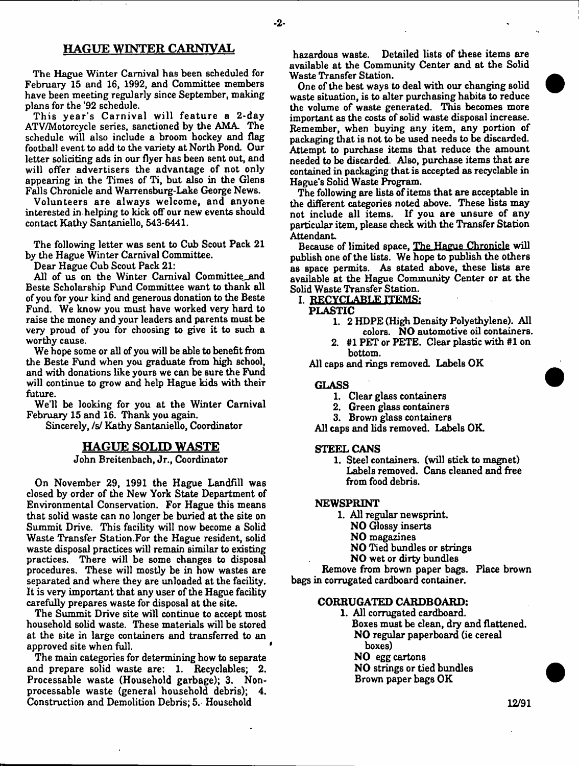## HAGUE WINTER CARNIVAL

The Hague Winter Carnival has been scheduled for February 15 and 16, 1992, and Committee members have been meeting regularly since September, making plans for the '92 schedule.

This year's Carnival will feature a 2-day ATV/Motorcycle series, sanctioned by the AMA. The schedule will also include a broom hockey and flag football event to add to the variety at North Pond. Our letter soliciting ads in our flyer has been sent out, and will offer advertisers the advantage of not only appearing in the Times of Ti, but also in the Glens Falls Chronicle and Warrensburg-Lake George News.

Volunteers are always welcome, and anyone interested in helping to kick off our new events should contact Kathy Santaniello, 543-6441.

The following letter was sent to Cub Scout Pack 21 by the Hague Winter Carnival Committee.

Dear Hague Cub Scout Pack 21:

All of us on the Winter Carnival Committee and Beste Scholarship Fund Committee want to thank all of you for your kind and generous donation to the Beste Fund. We know you must have worked very hard to raise the money and your leaders and parents must be very proud of you for choosing to give it to such a worthy cause.

We hope some or all of you will be able to benefit from the Beste Fund when you graduate from high school, and with donations like yours we can be sure the Fund will continue to grow and help Hague kids with their future.

We'll be looking for you at the Winter Carnival February 15 and 16. Thank you again.

Sincerely, /s/ Kathy Santaniello, Coordinator

## HAGUE SOLID WASTE

John Breitenbach, Jr., Coordinator

On November 29, 1991 the Hague Landfill was closed by order of the New York State Department of Environmental Conservation. For Hague this means that solid waste can no longer be buried at the site on Summit Drive. This facility will now become a Solid Waste Transfer Station. For the Hague resident, solid waste disposal practices will remain similar to existing practices. There will be some changes to disposal procedures. These will mostly be in how wastes are separated and where they are unloaded at the facility. It is very important that any user of the Hague facility carefully prepares waste for disposal at the site.

The Summit Drive site will continue to accept most household solid waste. These materials will be stored at the site in large containers and transferred to an approved site when full.

The main categories for determining how to separate and prepare solid waste are: 1. Recyclables; 2. Processable waste (Household garbage); 3. Non-processable waste (general household debris); 4. Construction and Demolition Debris; 5. Household hazardous waste. Detailed lists of these items are available at the Community Center and at the Solid Waste Transfer Station.

One of the best ways to deal with our changing solid waste situation, is to alter purchasing habits to reduce the volume of waste generated. This becomes more important as the costs of solid waste disposal increase. Remember, when buying any item, any portion of packaging that is not to be used needs to be discarded. Attempt to purchase items that reduce the amount needed to be discarded. Also, purchase items that are contained in packaging that is accepted as recyclable in Hague's Solid Waste Program.

The following are lists of items that are acceptable in the different categories noted above. These lists may not include all items. If you are unsure of any particular item, please check with the Transfer Station Attendant.

Because of limited space, The Hague Chronicle will publish one of the lists. We hope to publish the others as space permits. As stated above, these lists are available at the Hague Community Center or at the Solid Waste Transfer Station.

### I. RECYCLABLE ITEMS:

**PLASTIC**

1. 2 HDPE (High Density Polyethylene). All colors. NO automotive oil containers.
2. #1 PET or PETE. Clear plastic with #1 on bottom.

All caps and rings removed. Labels OK

**GLASS**

1. Clear glass containers
2. Green glass containers
3. Brown glass containers

All caps and lids removed. Labels OK.

**STEEL CANS**

1. Steel containers. (will stick to magnet) Labels removed. Cans cleaned and free from food debris.

**NEWSPRINT**

1. All regular newsprint.
   NO Glossy inserts
   NO magazines
   NO Tied bundles or strings
   NO wet or dirty bundles

Remove from brown paper bags. Place brown bags in corrugated cardboard container.

**CORRUGATED CARDBOARD:**

1. All corrugated cardboard.
   Boxes must be clean, dry and flattened.
   NO regular paperboard (ie cereal boxes)
   NO egg cartons
   NO strings or tied bundles
   Brown paper bags OK

12/91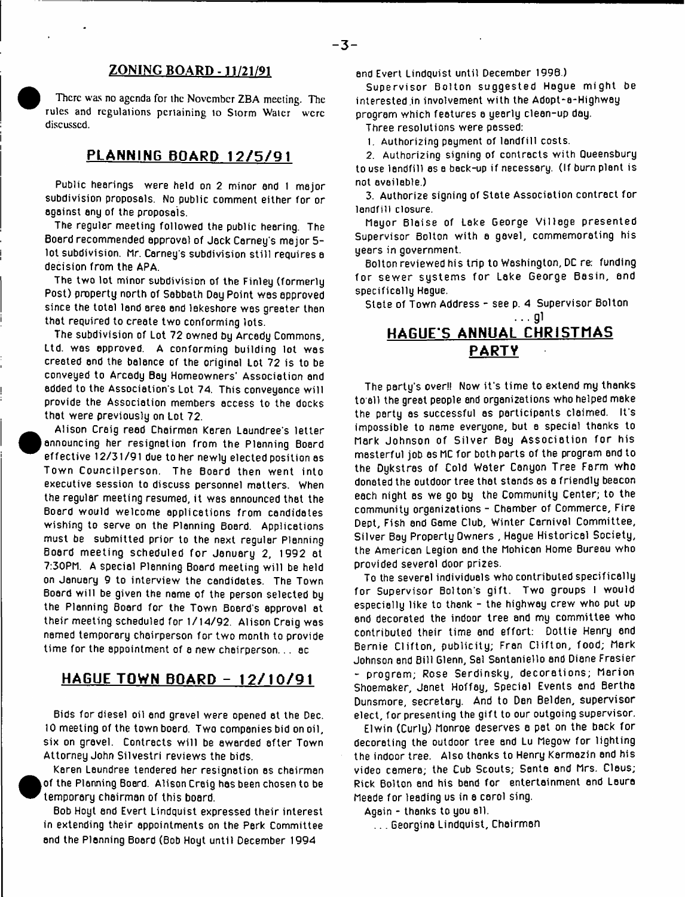## ZONING BOARD - 11/21/91

There was no agenda for the November ZBA meeting. The rules and regulations pertaining to Storm Water were discussed.

## PLANNING BOARD 12/5/91

Public hearings were held on 2 minor and 1 major subdivision proposals. No public comment either for or against any of the proposals.

The regular meeting followed the public hearing. The Board recommended approval of Jack Carney's major 5-lot subdivision. Mr. Carney's subdivision still requires a decision from the APA.

The two lot minor subdivision of the Finley (formerly Post) property north of Sabbath Day Point was approved since the total land area and lakeshore was greater than that required to create two conforming lots.

The subdivision of Lot 72 owned by Arcady Commons, Ltd. was approved. A conforming building lot was created and the balance of the original Lot 72 is to be conveyed to Arcady Bay Homeowners' Association and added to the Association's Lot 74. This conveyance will provide the Association members access to the docks that were previously on Lot 72.

Alison Craig read Chairman Karen Laundree's letter announcing her resignation from the Planning Board effective 12/31/91 due to her newly elected position as Town Councilperson. The Board then went into executive session to discuss personnel matters. When the regular meeting resumed, it was announced that the Board would welcome applications from candidates wishing to serve on the Planning Board. Applications must be submitted prior to the next regular Planning Board meeting scheduled for January 2, 1992 at 7:30PM. A special Planning Board meeting will be held on January 9 to interview the candidates. The Town Board will be given the name of the person selected by the Planning Board for the Town Board's approval at their meeting scheduled for 1/14/92. Alison Craig was named temporary chairperson for two month to provide time for the appointment of a new chairperson. . . ac

## HAGUE TOWN BOARD - 12/10/91

Bids for diesel oil and gravel were opened at the Dec. 10 meeting of the town board. Two companies bid on oil, six on gravel. Contracts will be awarded after Town Attorney John Silvestri reviews the bids.

Karen Laundree tendered her resignation as chairman of the Planning Board. Alison Craig has been chosen to be temporary chairman of this board.

Bob Hoyt and Evert Lindquist expressed their interest in extending their appointments on the Park Committee and the Planning Board (Bob Hoyt until December 1994 and Evert Lindquist until December 1998.)

Supervisor Bolton suggested Hague might be interested in involvement with the Adopt-a-Highway program which features a yearly clean-up day.

Three resolutions were passed:

1. Authorizing payment of landfill costs.
2. Authorizing signing of contracts with Queensbury to use landfill as a back-up if necessary. (If burn plant is not available.)
3. Authorize signing of State Association contract for landfill closure.

Mayor Blaise of Lake George Village presented Supervisor Bolton with a gavel, commemorating his years in government.

Bolton reviewed his trip to Washington, DC re: funding for sewer systems for Lake George Basin, and specifically Hague.

State of Town Address - see p. 4 Supervisor Bolton

. . . gl

## HAGUE'S ANNUAL CHRISTMAS PARTY

The party's over!! Now it's time to extend my thanks to all the great people and organizations who helped make the party as successful as participants claimed. It's impossible to name everyone, but a special thanks to Mark Johnson of Silver Bay Association for his masterful job as MC for both parts of the program and to the Dykstras of Cold Water Canyon Tree Farm who donated the outdoor tree that stands as a friendly beacon each night as we go by the Community Center; to the community organizations - Chamber of Commerce, Fire Dept, Fish and Game Club, Winter Carnival Committee, Silver Bay Property Owners , Hague Historical Society, the American Legion and the Mohican Home Bureau who provided several door prizes.

To the several individuals who contributed specifically for Supervisor Bolton's gift. Two groups I would especially like to thank - the highway crew who put up and decorated the indoor tree and my committee who contributed their time and effort: Dottie Henry and Bernie Clifton, publicity; Fran Clifton, food; Mark Johnson and Bill Glenn, Sal Santaniello and Diane Frasier - program; Rose Serdinsky, decorations; Marion Shoemaker, Janet Hoffay, Special Events and Bertha Dunsmore, secretary. And to Dan Belden, supervisor elect, for presenting the gift to our outgoing supervisor.

Elwin (Curly) Monroe deserves a pat on the back for decorating the outdoor tree and Lu Megow for lighting the indoor tree. Also thanks to Henry Karmazin and his video camera; the Cub Scouts; Santa and Mrs. Claus; Rick Bolton and his band for entertainment and Laura Meade for leading us in a carol sing.

Again - thanks to you all.

. . . Georgina Lindquist, Chairman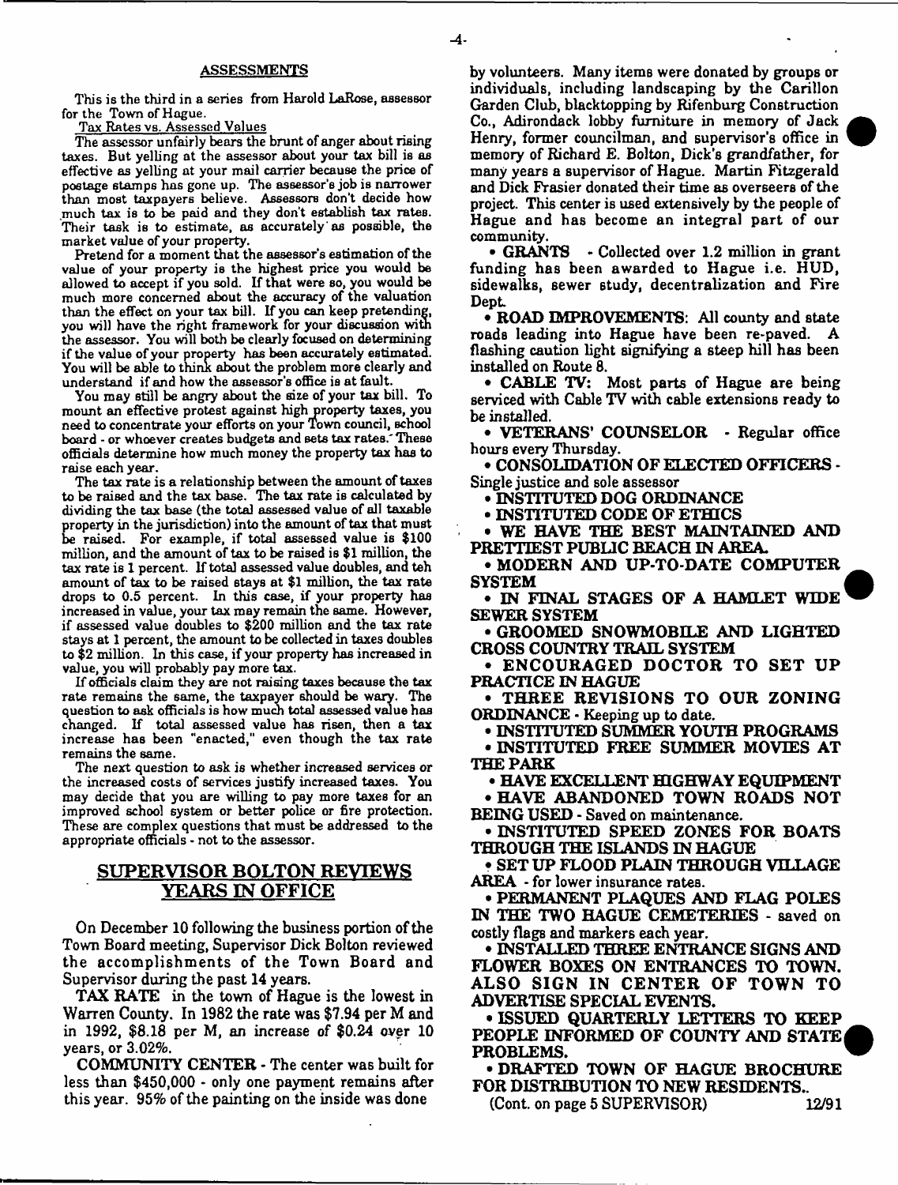## ASSESSMENTS

This is the third in a series from Harold LaRose, assessor for the Town of Hague.

Tax Rates vs. Assessed Values

The assessor unfairly bears the brunt of anger about rising taxes. But yelling at the assessor about your tax bill is as effective as yelling at your mail carrier because the price of postage stamps has gone up. The assessor's job is narrower than most taxpayers believe. Assessors don't decide how much tax is to be paid and they don't establish tax rates. Their task is to estimate, as accurately as possible, the market value of your property.

Pretend for a moment that the assessor's estimation of the value of your property is the highest price you would be allowed to accept if you sold. If that were so, you would be much more concerned about the accuracy of the valuation than the effect on your tax bill. If you can keep pretending, you will have the right framework for your discussion with the assessor. You will both be clearly focused on determining if the value of your property has been accurately estimated. You will be able to think about the problem more clearly and understand if and how the assessor's office is at fault.

You may still be angry about the size of your tax bill. To mount an effective protest against high property taxes, you need to concentrate your efforts on your Town council, school board - or whoever creates budgets and sets tax rates. These officials determine how much money the property tax has to raise each year.

The tax rate is a relationship between the amount of taxes to be raised and the tax base. The tax rate is calculated by dividing the tax base (the total assessed value of all taxable property in the jurisdiction) into the amount of tax that must be raised. For example, if total assessed value is $100 million, and the amount of tax to be raised is $1 million, the tax rate is 1 percent. If total assessed value doubles, and teh amount of tax to be raised stays at $1 million, the tax rate drops to 0.5 percent. In this case, if your property has increased in value, your tax may remain the same. However, if assessed value doubles to $200 million and the tax rate stays at 1 percent, the amount to be collected in taxes doubles to $2 million. In this case, if your property has increased in value, you will probably pay more tax.

If officials claim they are not raising taxes because the tax rate remains the same, the taxpayer should be wary. The question to ask officials is how much total assessed value has changed. If total assessed value has risen, then a tax increase has been "enacted," even though the tax rate remains the same.

The next question to ask is whether increased services or the increased costs of services justify increased taxes. You may decide that you are willing to pay more taxes for an improved school system or better police or fire protection. These are complex questions that must be addressed to the appropriate officials - not to the assessor.

## SUPERVISOR BOLTON REVIEWS YEARS IN OFFICE

On December 10 following the business portion of the Town Board meeting, Supervisor Dick Bolton reviewed the accomplishments of the Town Board and Supervisor during the past 14 years.

**TAX RATE** in the town of Hague is the lowest in Warren County. In 1982 the rate was $7.94 per M and in 1992, $8.18 per M, an increase of $0.24 over 10 years, or 3.02%.

**COMMUNITY CENTER** - The center was built for less than $450,000 - only one payment remains after this year. 95% of the painting on the inside was done by volunteers. Many items were donated by groups or individuals, including landscaping by the Carillon Garden Club, blacktopping by Rifenburg Construction Co., Adirondack lobby furniture in memory of Jack Henry, former councilman, and supervisor's office in memory of Richard E. Bolton, Dick's grandfather, for many years a supervisor of Hague. Martin Fitzgerald and Dick Frasier donated their time as overseers of the project. This center is used extensively by the people of Hague and has become an integral part of our community.

- **GRANTS** - Collected over 1.2 million in grant funding has been awarded to Hague i.e. HUD, sidewalks, sewer study, decentralization and Fire Dept.
- **ROAD IMPROVEMENTS**: All county and state roads leading into Hague have been re-paved. A flashing caution light signifying a steep hill has been installed on Route 8.
- **CABLE TV**: Most parts of Hague are being serviced with Cable TV with cable extensions ready to be installed.
- **VETERANS' COUNSELOR** - Regular office hours every Thursday.
- **CONSOLIDATION OF ELECTED OFFICERS** - Single justice and sole assessor
- **INSTITUTED DOG ORDINANCE**
- **INSTITUTED CODE OF ETHICS**
- **WE HAVE THE BEST MAINTAINED AND PRETTIEST PUBLIC BEACH IN AREA.**
- **MODERN AND UP-TO-DATE COMPUTER SYSTEM**
- **IN FINAL STAGES OF A HAMLET WIDE SEWER SYSTEM**
- **GROOMED SNOWMOBILE AND LIGHTED CROSS COUNTRY TRAIL SYSTEM**
- **ENCOURAGED DOCTOR TO SET UP PRACTICE IN HAGUE**
- **THREE REVISIONS TO OUR ZONING ORDINANCE** - Keeping up to date.
- **INSTITUTED SUMMER YOUTH PROGRAMS**
- **INSTITUTED FREE SUMMER MOVIES AT THE PARK**
- **HAVE EXCELLENT HIGHWAY EQUIPMENT**
- **HAVE ABANDONED TOWN ROADS NOT BEING USED** - Saved on maintenance.
- **INSTITUTED SPEED ZONES FOR BOATS THROUGH THE ISLANDS IN HAGUE**
- **SET UP FLOOD PLAIN THROUGH VILLAGE AREA** - for lower insurance rates.
- **PERMANENT PLAQUES AND FLAG POLES IN THE TWO HAGUE CEMETERIES** - saved on costly flags and markers each year.
- **INSTALLED THREE ENTRANCE SIGNS AND FLOWER BOXES ON ENTRANCES TO TOWN. ALSO SIGN IN CENTER OF TOWN TO ADVERTISE SPECIAL EVENTS.**
- **ISSUED QUARTERLY LETTERS TO KEEP PEOPLE INFORMED OF COUNTY AND STATE PROBLEMS.**
- **DRAFTED TOWN OF HAGUE BROCHURE FOR DISTRIBUTION TO NEW RESIDENTS..**

(Cont. on page 5 SUPERVISOR)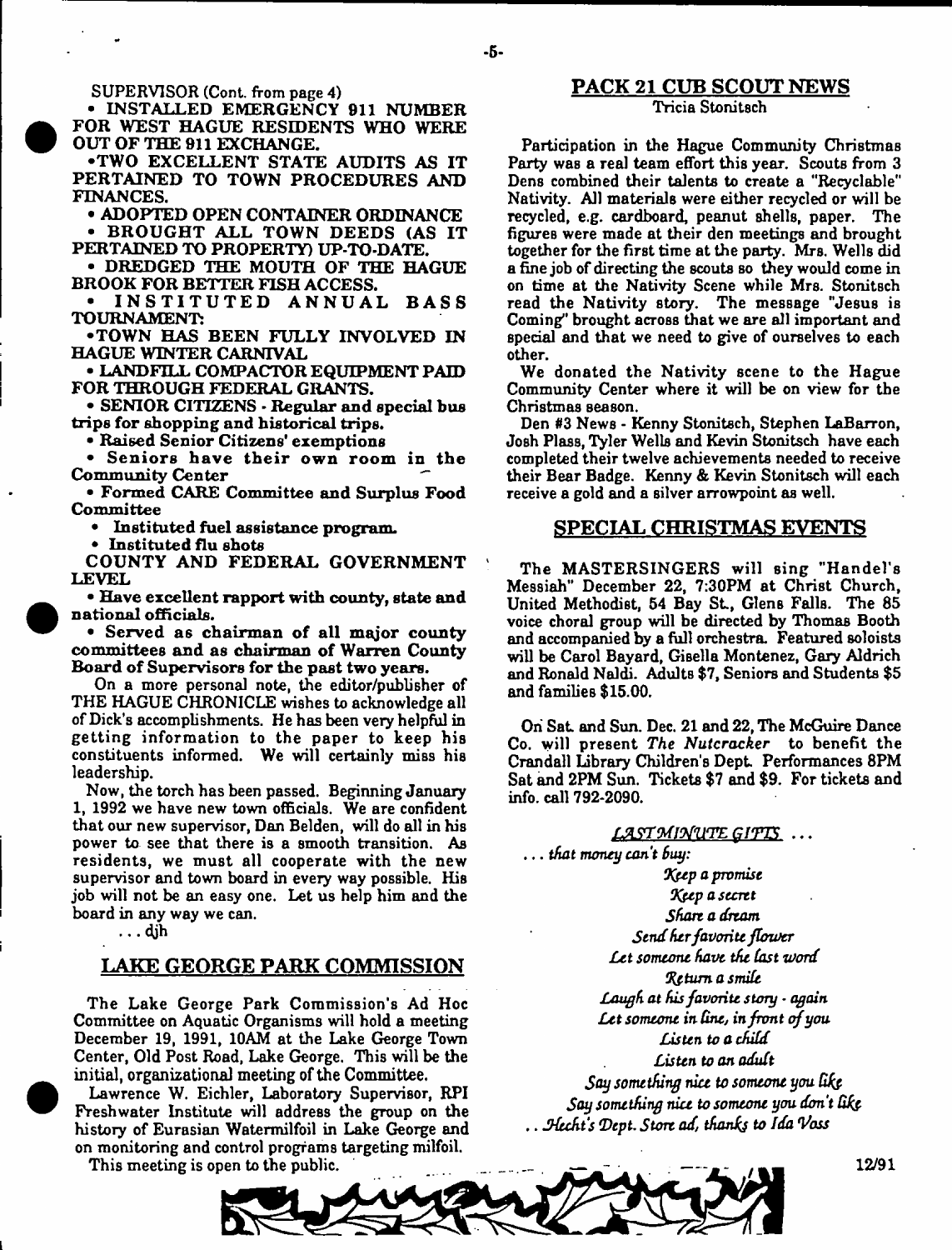SUPERVISOR (Cont. from page 4)

- INSTALLED EMERGENCY 911 NUMBER FOR WEST HAGUE RESIDENTS WHO WERE OUT OF THE 911 EXCHANGE.
- TWO EXCELLENT STATE AUDITS AS IT PERTAINED TO TOWN PROCEDURES AND FINANCES.
- ADOPTED OPEN CONTAINER ORDINANCE
- BROUGHT ALL TOWN DEEDS (AS IT PERTAINED TO PROPERTY) UP-TO-DATE.
- DREDGED THE MOUTH OF THE HAGUE BROOK FOR BETTER FISH ACCESS.
- INSTITUTED ANNUAL BASS TOURNAMENT:
- TOWN HAS BEEN FULLY INVOLVED IN HAGUE WINTER CARNIVAL
- LANDFILL COMPACTOR EQUIPMENT PAID FOR THROUGH FEDERAL GRANTS.
- **SENIOR CITIZENS - Regular and special bus trips for shopping and historical trips.**
- **Raised Senior Citizens' exemptions**
- **Seniors have their own room in the Community Center**
- **Formed CARE Committee and Surplus Food Committee**
- **Instituted fuel assistance program.**
- **Instituted flu shots**

COUNTY AND FEDERAL GOVERNMENT LEVEL

- **Have excellent rapport with county, state and national officials.**
- **Served as chairman of all major county committees and as chairman of Warren County Board of Supervisors for the past two years.**

On a more personal note, the editor/publisher of THE HAGUE CHRONICLE wishes to acknowledge all of Dick's accomplishments. He has been very helpful in getting information to the paper to keep his constituents informed. We will certainly miss his leadership.

Now, the torch has been passed. Beginning January 1, 1992 we have new town officials. We are confident that our new supervisor, Dan Belden, will do all in his power to see that there is a smooth transition. As residents, we must all cooperate with the new supervisor and town board in every way possible. His job will not be an easy one. Let us help him and the board in any way we can.

. . . djh

## LAKE GEORGE PARK COMMISSION

The Lake George Park Commission's Ad Hoc Committee on Aquatic Organisms will hold a meeting December 19, 1991, 10AM at the Lake George Town Center, Old Post Road, Lake George. This will be the initial, organizational meeting of the Committee.

Lawrence W. Eichler, Laboratory Supervisor, RPI Freshwater Institute will address the group on the history of Eurasian Watermilfoil in Lake George and on monitoring and control programs targeting milfoil.

This meeting is open to the public.

## PACK 21 CUB SCOUT NEWS

Tricia Stonitsch

Participation in the Hague Community Christmas Party was a real team effort this year. Scouts from 3 Dens combined their talents to create a "Recyclable" Nativity. All materials were either recycled or will be recycled, e.g. cardboard, peanut shells, paper. The figures were made at their den meetings and brought together for the first time at the party. Mrs. Wells did a fine job of directing the scouts so they would come in on time at the Nativity Scene while Mrs. Stonitsch read the Nativity story. The message "Jesus is Coming" brought across that we are all important and special and that we need to give of ourselves to each other.

We donated the Nativity scene to the Hague Community Center where it will be on view for the Christmas season.

Den #3 News - Kenny Stonitsch, Stephen LaBarron, Josh Plass, Tyler Wells and Kevin Stonitsch have each completed their twelve achievements needed to receive their Bear Badge. Kenny & Kevin Stonitsch will each receive a gold and a silver arrowpoint as well.

## SPECIAL CHRISTMAS EVENTS

The MASTERSINGERS will sing "Handel's Messiah" December 22, 7:30PM at Christ Church, United Methodist, 54 Bay St., Glens Falls. The 85 voice choral group will be directed by Thomas Booth and accompanied by a full orchestra. Featured soloists will be Carol Bayard, Gisella Montenez, Gary Aldrich and Ronald Naldi. Adults $7, Seniors and Students $5 and families $15.00.

On Sat. and Sun. Dec. 21 and 22, The McGuire Dance Co. will present *The Nutcracker* to benefit the Crandall Library Children's Dept. Performances 8PM Sat and 2PM Sun. Tickets $7 and $9. For tickets and info. call 792-2090.

*LAST MINUTE GIFTS . . .*

*. . . that money can't buy:*

*Keep a promise*
*Keep a secret*
*Share a dream*
*Send her favorite flower*
*Let someone have the last word*
*Return a smile*
*Laugh at his favorite story - again*
*Let someone in line, in front of you*
*Listen to a child*
*Listen to an adult*
*Say something nice to someone you like*
*Say something nice to someone you don't like*

*. . Hecht's Dept. Store ad, thanks to Ida Voss*

12/91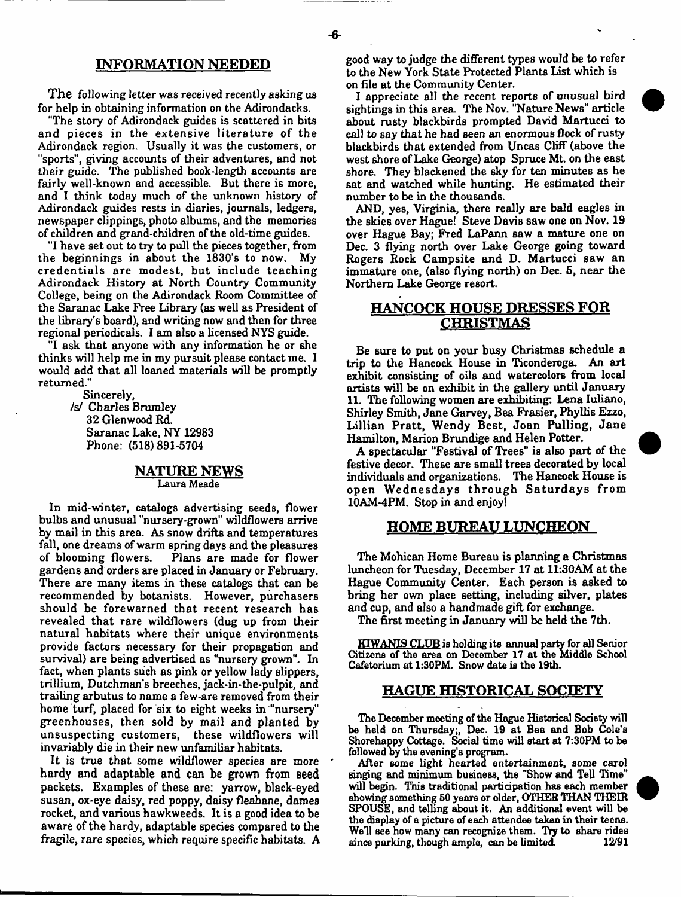## INFORMATION NEEDED

The following letter was received recently asking us for help in obtaining information on the Adirondacks.

"The story of Adirondack guides is scattered in bits and pieces in the extensive literature of the Adirondack region. Usually it was the customers, or "sports", giving accounts of their adventures, and not their guide. The published book-length accounts are fairly well-known and accessible. But there is more, and I think today much of the unknown history of Adirondack guides rests in diaries, journals, ledgers, newspaper clippings, photo albums, and the memories of children and grand-children of the old-time guides.

"I have set out to try to pull the pieces together, from the beginnings in about the 1830's to now. My credentials are modest, but include teaching Adirondack History at North Country Community College, being on the Adirondack Room Committee of the Saranac Lake Free Library (as well as President of the library's board), and writing now and then for three regional periodicals. I am also a licensed NYS guide.

"I ask that anyone with any information he or she thinks will help me in my pursuit please contact me. I would add that all loaned materials will be promptly returned."

Sincerely,
/s/ Charles Brumley
32 Glenwood Rd.
Saranac Lake, NY 12983
Phone: (518) 891-5704

## NATURE NEWS

Laura Meade

In mid-winter, catalogs advertising seeds, flower bulbs and unusual "nursery-grown" wildflowers arrive by mail in this area. As snow drifts and temperatures fall, one dreams of warm spring days and the pleasures of blooming flowers. Plans are made for flower gardens and orders are placed in January or February. There are many items in these catalogs that can be recommended by botanists. However, purchasers should be forewarned that recent research has revealed that rare wildflowers (dug up from their natural habitats where their unique environments provide factors necessary for their propagation and survival) are being advertised as "nursery grown". In fact, when plants such as pink or yellow lady slippers, trillium, Dutchman's breeches, jack-in-the-pulpit, and trailing arbutus to name a few-are removed from their home turf, placed for six to eight weeks in "nursery" greenhouses, then sold by mail and planted by unsuspecting customers, these wildflowers will invariably die in their new unfamiliar habitats.

It is true that some wildflower species are more hardy and adaptable and can be grown from seed packets. Examples of these are: yarrow, black-eyed susan, ox-eye daisy, red poppy, daisy fleabane, dames rocket, and various hawkweeds. It is a good idea to be aware of the hardy, adaptable species compared to the fragile, rare species, which require specific habitats. A good way to judge the different types would be to refer to the New York State Protected Plants List which is on file at the Community Center.

I appreciate all the recent reports of unusual bird sightings in this area. The Nov. "Nature News" article about rusty blackbirds prompted David Martucci to call to say that he had seen an enormous flock of rusty blackbirds that extended from Uncas Cliff (above the west shore of Lake George) atop Spruce Mt. on the east shore. They blackened the sky for ten minutes as he sat and watched while hunting. He estimated their number to be in the thousands.

AND, yes, Virginia, there really are bald eagles in the skies over Hague! Steve Davis saw one on Nov. 19 over Hague Bay; Fred LaPann saw a mature one on Dec. 3 flying north over Lake George going toward Rogers Rock Campsite and D. Martucci saw an immature one, (also flying north) on Dec. 5, near the Northern Lake George resort.

## HANCOCK HOUSE DRESSES FOR CHRISTMAS

Be sure to put on your busy Christmas schedule a trip to the Hancock House in Ticonderoga. An art exhibit consisting of oils and watercolors from local artists will be on exhibit in the gallery until January 11. The following women are exhibiting: Lena Iuliano, Shirley Smith, Jane Garvey, Bea Frasier, Phyllis Ezzo, Lillian Pratt, Wendy Best, Joan Pulling, Jane Hamilton, Marion Brundige and Helen Potter.

A spectacular "Festival of Trees" is also part of the festive decor. These are small trees decorated by local individuals and organizations. The Hancock House is open Wednesdays through Saturdays from 10AM-4PM. Stop in and enjoy!

## HOME BUREAU LUNCHEON

The Mohican Home Bureau is planning a Christmas luncheon for Tuesday, December 17 at 11:30AM at the Hague Community Center. Each person is asked to bring her own place setting, including silver, plates and cup, and also a handmade gift for exchange.

The first meeting in January will be held the 7th.

**KIWANIS CLUB** is holding its annual party for all Senior Citizens of the area on December 17 at the Middle School Cafetorium at 1:30PM. Snow date is the 19th.

## HAGUE HISTORICAL SOCIETY

The December meeting of the Hague Historical Society will be held on Thursday;, Dec. 19 at Bea and Bob Cole's Shorehappy Cottage. Social time will start at 7:30PM to be followed by the evening's program.

After some light hearted entertainment, some carol singing and minimum business, the "Show and Tell Time" will begin. This traditional participation has each member showing something 50 years or older, OTHER THAN THEIR SPOUSE, and telling about it. An additional event will be the display of a picture of each attendee taken in their teens. We'll see how many can recognize them. Try to share rides since parking, though ample, can be limited. 12/91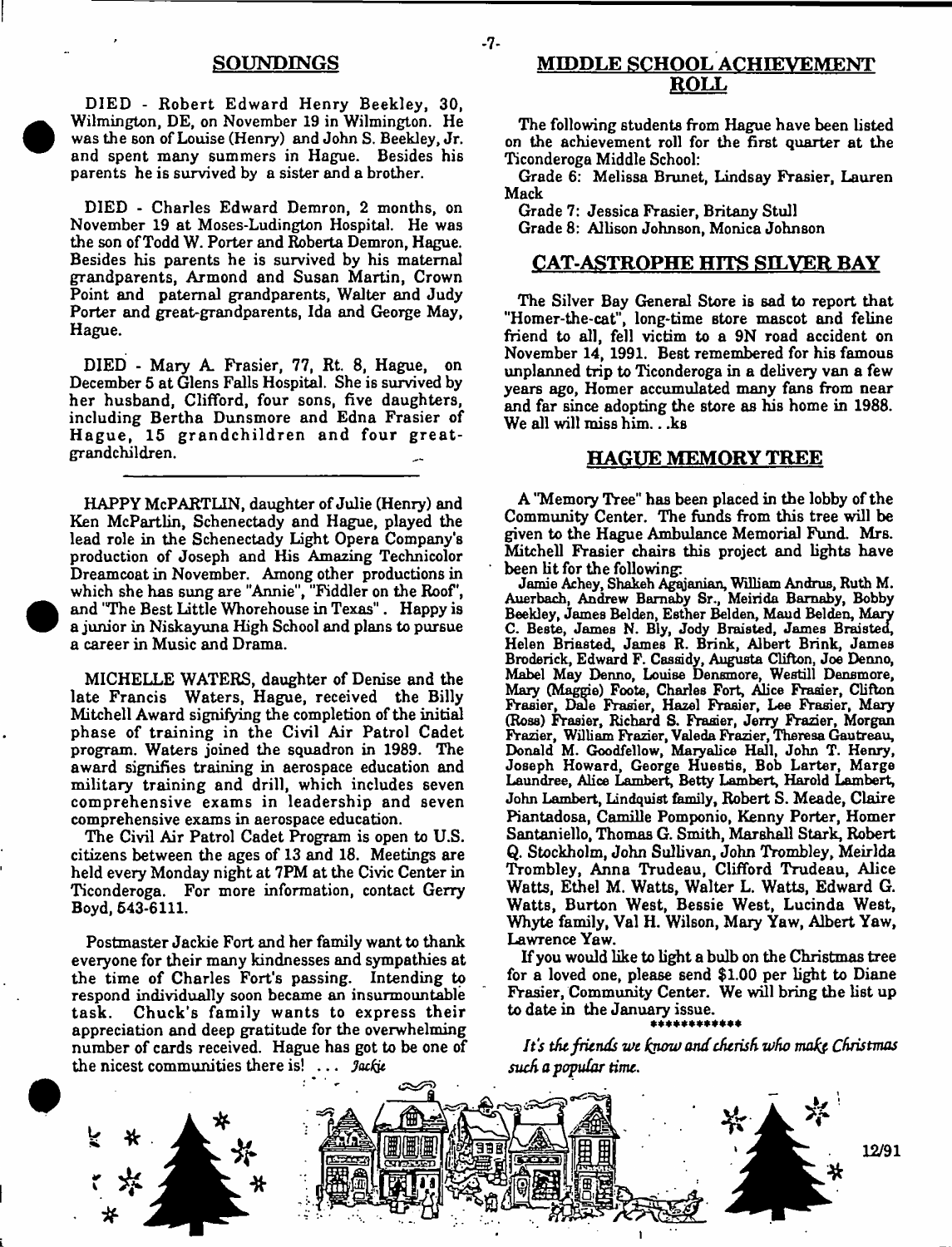## SOUNDINGS

DIED - Robert Edward Henry Beekley, 30, Wilmington, DE, on November 19 in Wilmington. He was the son of Louise (Henry) and John S. Beekley, Jr. and spent many summers in Hague. Besides his parents he is survived by a sister and a brother.

DIED - Charles Edward Demron, 2 months, on November 19 at Moses-Ludington Hospital. He was the son of Todd W. Porter and Roberta Demron, Hague. Besides his parents he is survived by his maternal grandparents, Armond and Susan Martin, Crown Point and paternal grandparents, Walter and Judy Porter and great-grandparents, Ida and George May, Hague.

DIED - Mary A. Frasier, 77, Rt. 8, Hague, on December 5 at Glens Falls Hospital. She is survived by her husband, Clifford, four sons, five daughters, including Bertha Dunsmore and Edna Frasier of Hague, 15 grandchildren and four great-grandchildren.

---

HAPPY McPARTLIN, daughter of Julie (Henry) and Ken McPartlin, Schenectady and Hague, played the lead role in the Schenectady Light Opera Company's production of Joseph and His Amazing Technicolor Dreamcoat in November. Among other productions in which she has sung are "Annie", "Fiddler on the Roof", and "The Best Little Whorehouse in Texas". Happy is a junior in Niskayuna High School and plans to pursue a career in Music and Drama.

MICHELLE WATERS, daughter of Denise and the late Francis Waters, Hague, received the Billy Mitchell Award signifying the completion of the initial phase of training in the Civil Air Patrol Cadet program. Waters joined the squadron in 1989. The award signifies training in aerospace education and military training and drill, which includes seven comprehensive exams in leadership and seven comprehensive exams in aerospace education.

The Civil Air Patrol Cadet Program is open to U.S. citizens between the ages of 13 and 18. Meetings are held every Monday night at 7PM at the Civic Center in Ticonderoga. For more information, contact Gerry Boyd, 543-6111.

Postmaster Jackie Fort and her family want to thank everyone for their many kindnesses and sympathies at the time of Charles Fort's passing. Intending to respond individually soon became an insurmountable task. Chuck's family wants to express their appreciation and deep gratitude for the overwhelming number of cards received. Hague has got to be one of the nicest communities there is! ... *Jackie*

## MIDDLE SCHOOL ACHIEVEMENT ROLL

The following students from Hague have been listed on the achievement roll for the first quarter at the Ticonderoga Middle School:

Grade 6: Melissa Brunet, Lindsay Frasier, Lauren Mack

Grade 7: Jessica Frasier, Britany Stull

Grade 8: Allison Johnson, Monica Johnson

## CAT-ASTROPHE HITS SILVER BAY

The Silver Bay General Store is sad to report that "Homer-the-cat", long-time store mascot and feline friend to all, fell victim to a 9N road accident on November 14, 1991. Best remembered for his famous unplanned trip to Ticonderoga in a delivery van a few years ago, Homer accumulated many fans from near and far since adopting the store as his home in 1988. We all will miss him. . .ks

## HAGUE MEMORY TREE

A "Memory Tree" has been placed in the lobby of the Community Center. The funds from this tree will be given to the Hague Ambulance Memorial Fund. Mrs. Mitchell Frasier chairs this project and lights have been lit for the following:

Jamie Achey, Shakeh Agajanian, William Andrus, Ruth M. Auerbach, Andrew Barnaby Sr., Meirida Barnaby, Bobby Beekley, James Belden, Esther Belden, Maud Belden, Mary C. Beste, James N. Bly, Jody Braisted, James Braisted, Helen Briasted, James R. Brink, Albert Brink, James Broderick, Edward F. Cassidy, Augusta Clifton, Joe Denno, Mabel May Denno, Louise Densmore, Westill Densmore, Mary (Maggie) Foote, Charles Fort, Alice Frasier, Clifton Frasier, Dale Frasier, Hazel Frasier, Lee Frasier, Mary (Ross) Frasier, Richard S. Frasier, Jerry Frazier, Morgan Frazier, William Frazier, Valeda Frazier, Theresa Gautreau, Donald M. Goodfellow, Maryalice Hall, John T. Henry, Joseph Howard, George Huestis, Bob Larter, Marge Laundree, Alice Lambert, Betty Lambert, Harold Lambert, John Lambert, Lindquist family, Robert S. Meade, Claire Piantadosa, Camille Pomponio, Kenny Porter, Homer Santaniello, Thomas G. Smith, Marshall Stark, Robert Q. Stockholm, John Sullivan, John Trombley, Meirlda Trombley, Anna Trudeau, Clifford Trudeau, Alice Watts, Ethel M. Watts, Walter L. Watts, Edward G. Watts, Burton West, Bessie West, Lucinda West, Whyte family, Val H. Wilson, Mary Yaw, Albert Yaw, Lawrence Yaw.

If you would like to light a bulb on the Christmas tree for a loved one, please send $1.00 per light to Diane Frasier, Community Center. We will bring the list up to date in the January issue.

************

*It's the friends we know and cherish who make Christmas such a popular time.*

12/91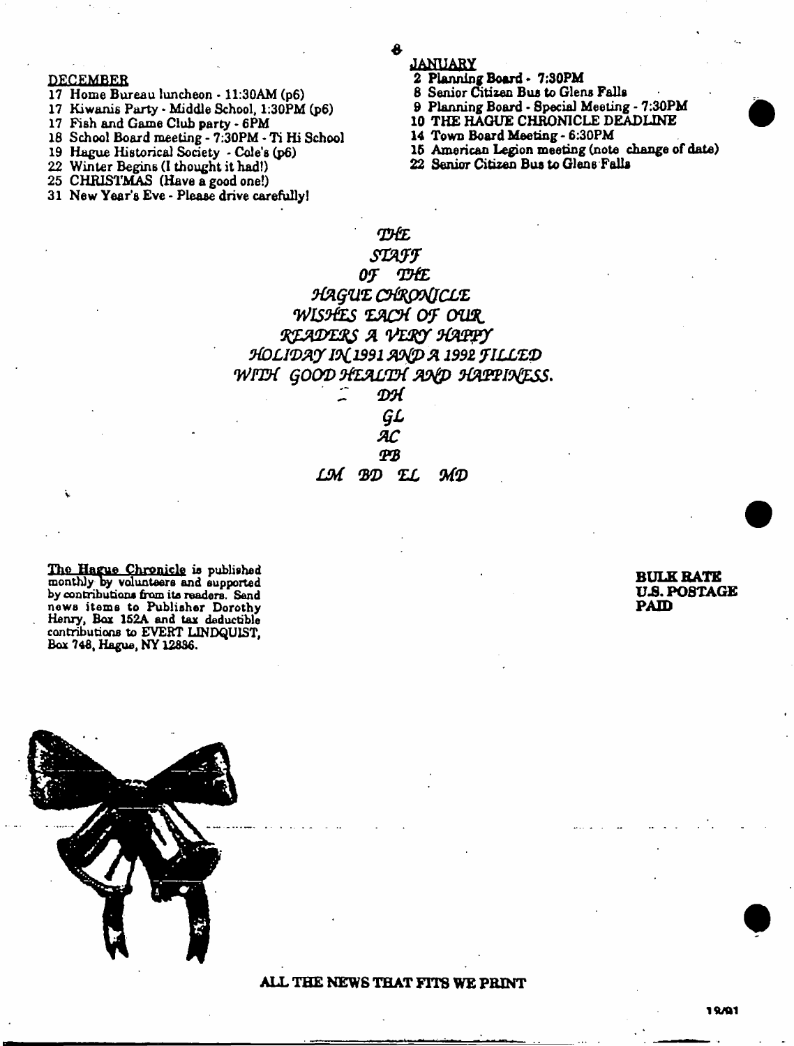## DECEMBER

17 Home Bureau luncheon - 11:30AM (p6)
17 Kiwanis Party - Middle School, 1:30PM (p6)
17 Fish and Game Club party - 6PM
18 School Board meeting - 7:30PM - Ti Hi School
19 Hague Historical Society - Cole's (p6)
22 Winter Begins (I thought it had!)
25 CHRISTMAS (Have a good one!)
31 New Year's Eve - Please drive carefully!

## JANUARY

2 Planning Board - 7:30PM
8 Senior Citizen Bus to Glens Falls
9 Planning Board - Special Meeting - 7:30PM
10 THE HAGUE CHRONICLE DEADLINE
14 Town Board Meeting - 6:30PM
15 American Legion meeting (note change of date)
22 Senior Citizen Bus to Glens Falls

*THE STAFF OF THE HAGUE CHRONICLE WISHES EACH OF OUR READERS A VERY HAPPY HOLIDAY IN 1991 AND A 1992 FILLED WITH GOOD HEALTH AND HAPPINESS.*

*DH*
*GL*
*AC*
*PB*
*LM BD EL MD*

The Hague Chronicle is published monthly by volunteers and supported by contributions from its readers. Send news items to Publisher Dorothy Henry, Box 152A and tax deductible contributions to EVERT LINDQUIST, Box 748, Hague, NY 12836.

**BULK RATE**
**U.S. POSTAGE**
**PAID**

**ALL THE NEWS THAT FITS WE PRINT**

12/91